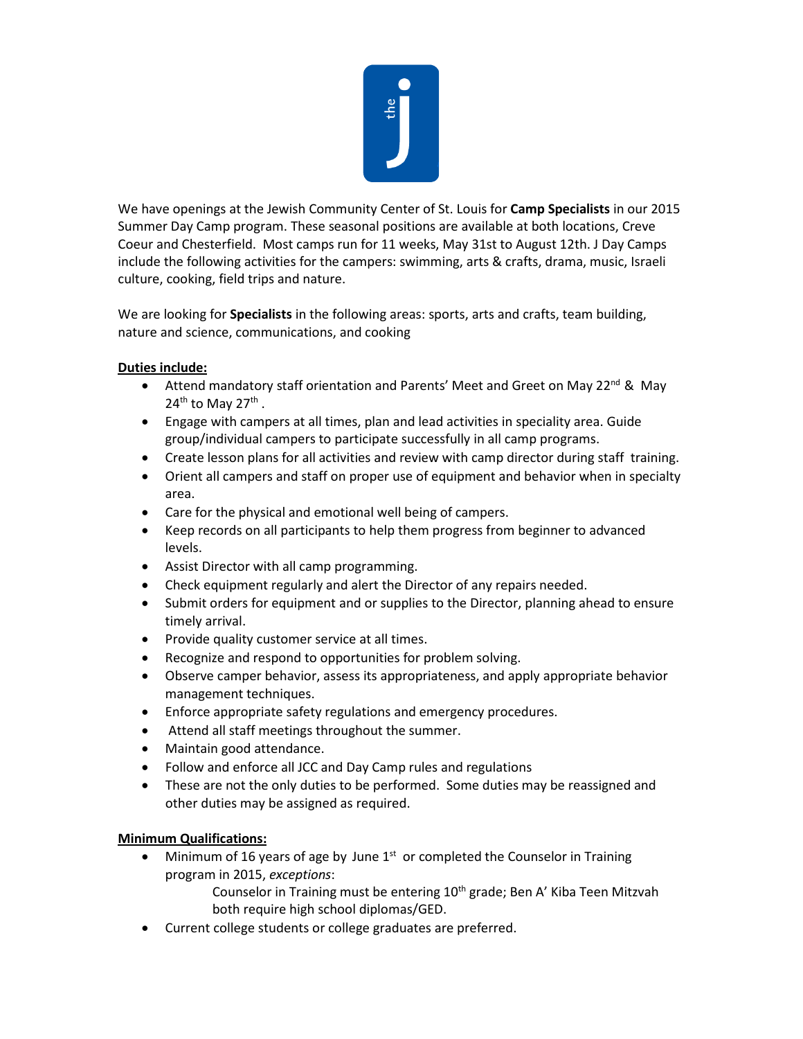We have openings at the Jewish Community Center of St. Louis for **Camp Specialists** in our 2015 Summer Day Camp program. These seasonal positions are available at both locations, Creve Coeur and Chesterfield. Most camps run for 11 weeks, May 31st to August 12th. J Day Camps include the following activities for the campers: swimming, arts & crafts, drama, music, Israeli culture, cooking, field trips and nature.

We are looking for **Specialists** in the following areas: sports, arts and crafts, team building, nature and science, communications, and cooking

**Duties include:**

- Attend mandatory staff orientation and Parents' Meet and Greet on May 22nd & May 24th to May 27th .
- Engage with campers at all times, plan and lead activities in speciality area. Guide group/individual campers to participate successfully in all camp programs.
- Create lesson plans for all activities and review with camp director during staff training.
- Orient all campers and staff on proper use of equipment and behavior when in specialty area.
- Care for the physical and emotional well being of campers.
- Keep records on all participants to help them progress from beginner to advanced levels.
- Assist Director with all camp programming.
- Check equipment regularly and alert the Director of any repairs needed.
- Submit orders for equipment and or supplies to the Director, planning ahead to ensure timely arrival.
- Provide quality customer service at all times.
- Recognize and respond to opportunities for problem solving.
- Observe camper behavior, assess its appropriateness, and apply appropriate behavior management techniques.
- Enforce appropriate safety regulations and emergency procedures.
- Attend all staff meetings throughout the summer.
- Maintain good attendance.
- Follow and enforce all JCC and Day Camp rules and regulations
- These are not the only duties to be performed. Some duties may be reassigned and other duties may be assigned as required.

**Minimum Qualifications:**

- Minimum of 16 years of age by June 1st or completed the Counselor in Training program in 2015, *exceptions*:

  Counselor in Training must be entering 10th grade; Ben A' Kiba Teen Mitzvah both require high school diplomas/GED.
- Current college students or college graduates are preferred.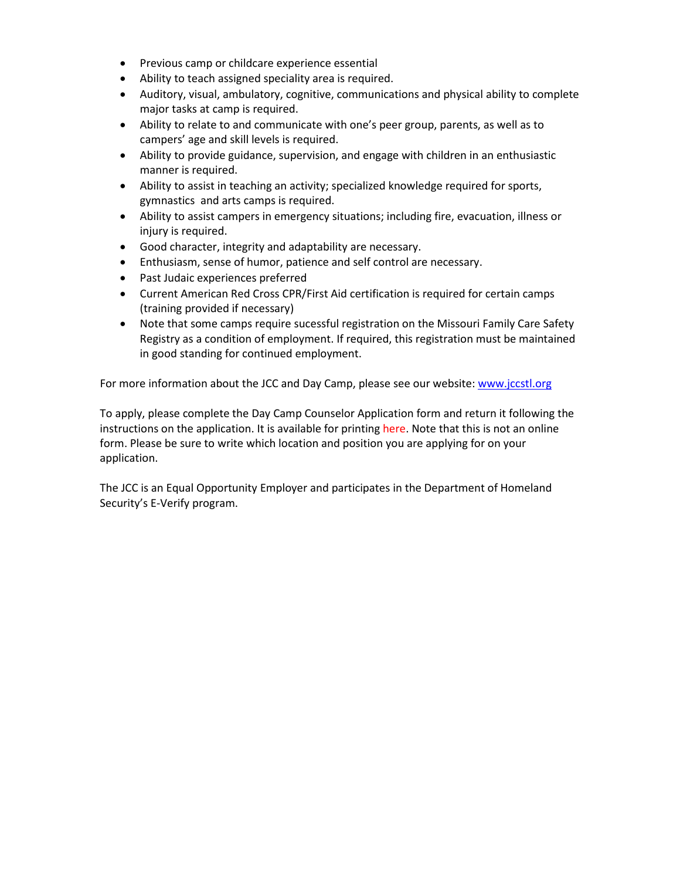- Previous camp or childcare experience essential
- Ability to teach assigned speciality area is required.
- Auditory, visual, ambulatory, cognitive, communications and physical ability to complete major tasks at camp is required.
- Ability to relate to and communicate with one's peer group, parents, as well as to campers' age and skill levels is required.
- Ability to provide guidance, supervision, and engage with children in an enthusiastic manner is required.
- Ability to assist in teaching an activity; specialized knowledge required for sports, gymnastics and arts camps is required.
- Ability to assist campers in emergency situations; including fire, evacuation, illness or injury is required.
- Good character, integrity and adaptability are necessary.
- Enthusiasm, sense of humor, patience and self control are necessary.
- Past Judaic experiences preferred
- Current American Red Cross CPR/First Aid certification is required for certain camps (training provided if necessary)
- Note that some camps require sucessful registration on the Missouri Family Care Safety Registry as a condition of employment. If required, this registration must be maintained in good standing for continued employment.

For more information about the JCC and Day Camp, please see our website: [www.jccstl.org](http://www.jccstl.org)

To apply, please complete the Day Camp Counselor Application form and return it following the instructions on the application. It is available for printing here. Note that this is not an online form. Please be sure to write which location and position you are applying for on your application.

The JCC is an Equal Opportunity Employer and participates in the Department of Homeland Security's E-Verify program.